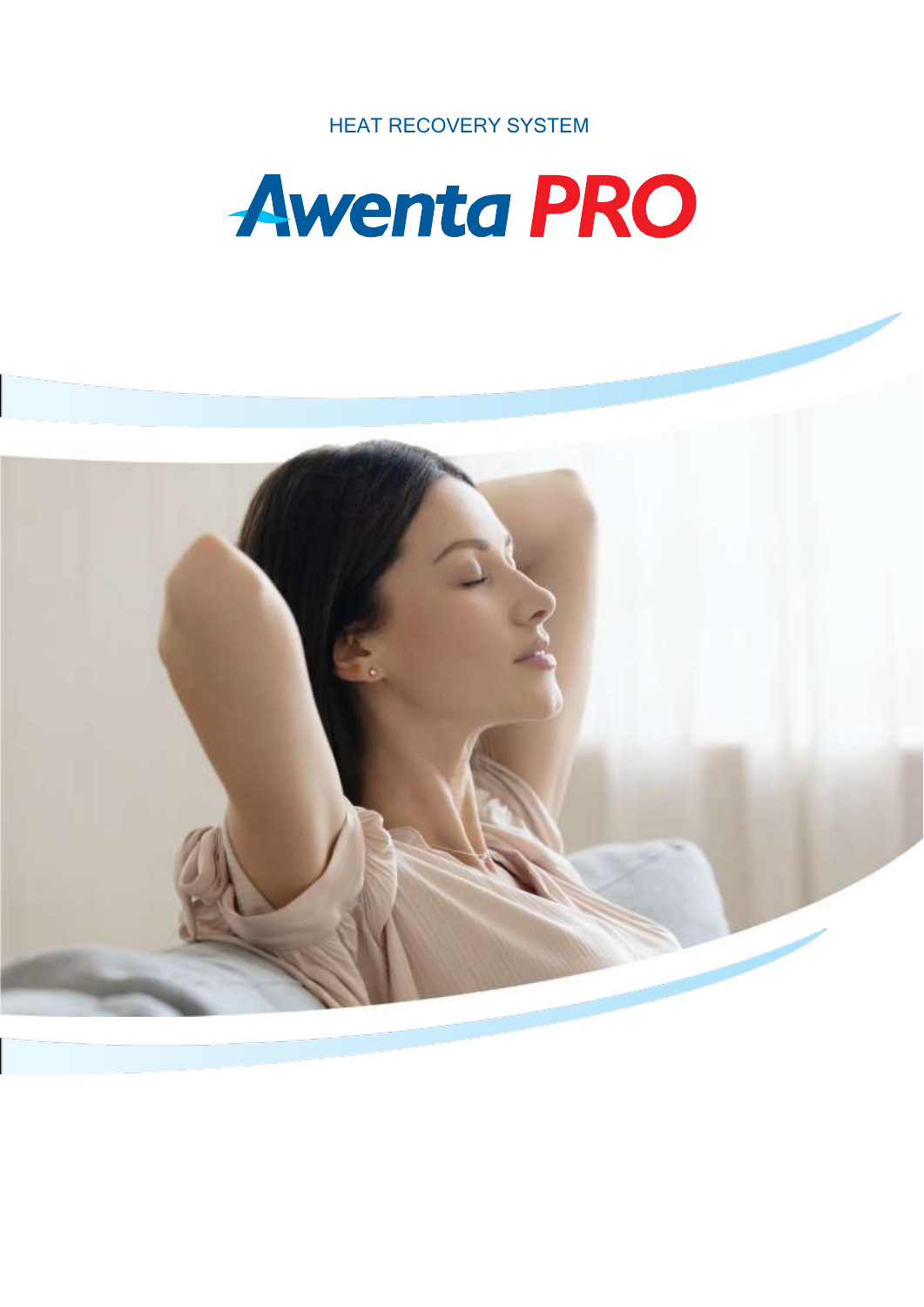HEAT RECOVERY SYSTEM

# Awenta PRO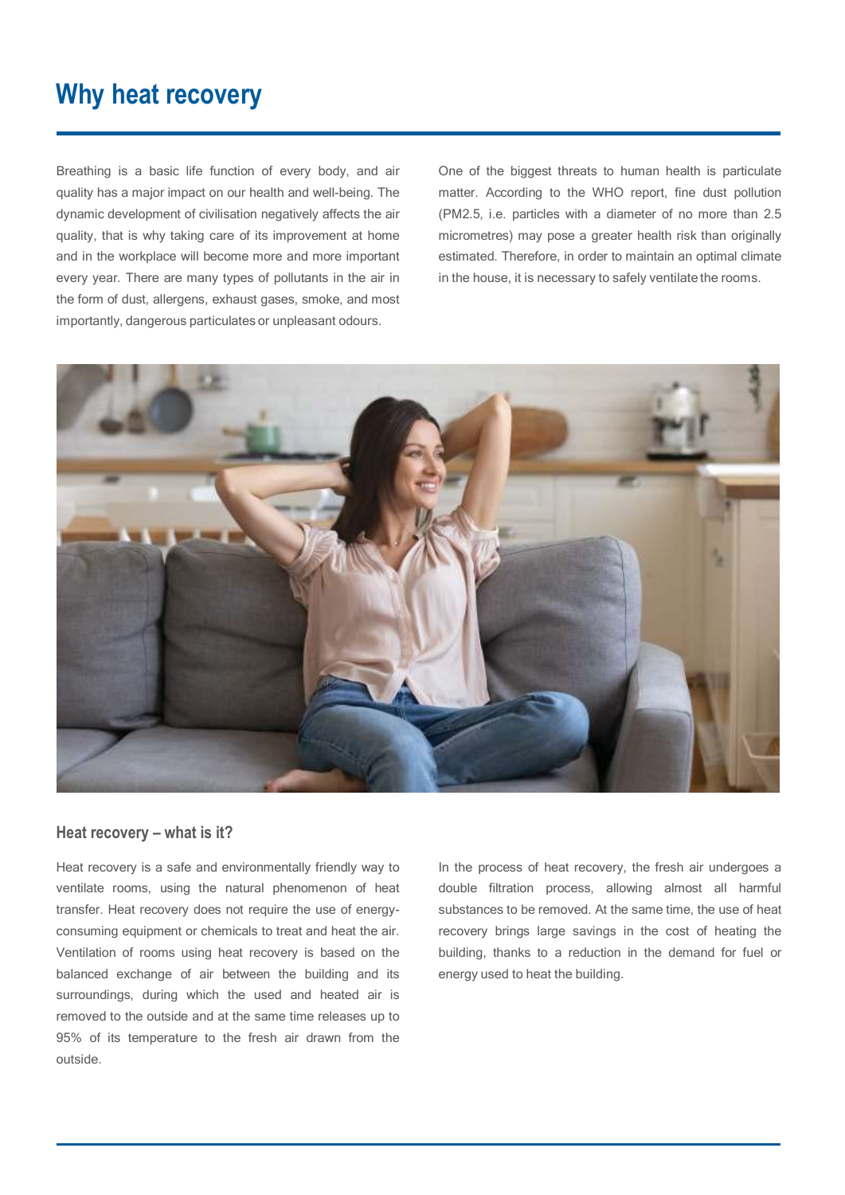# Why heat recovery

Breathing is a basic life function of every body, and air quality has a major impact on our health and well-being. The dynamic development of civilisation negatively affects the air quality, that is why taking care of its improvement at home and in the workplace will become more and more important every year. There are many types of pollutants in the air in the form of dust, allergens, exhaust gases, smoke, and most importantly, dangerous particulates or unpleasant odours.

One of the biggest threats to human health is particulate matter. According to the WHO report, fine dust pollution (PM2.5, i.e. particles with a diameter of no more than 2.5 micrometres) may pose a greater health risk than originally estimated. Therefore, in order to maintain an optimal climate in the house, it is necessary to safely ventilate the rooms.

## Heat recovery – what is it?

Heat recovery is a safe and environmentally friendly way to ventilate rooms, using the natural phenomenon of heat transfer. Heat recovery does not require the use of energy-consuming equipment or chemicals to treat and heat the air. Ventilation of rooms using heat recovery is based on the balanced exchange of air between the building and its surroundings, during which the used and heated air is removed to the outside and at the same time releases up to 95% of its temperature to the fresh air drawn from the outside.

In the process of heat recovery, the fresh air undergoes a double filtration process, allowing almost all harmful substances to be removed. At the same time, the use of heat recovery brings large savings in the cost of heating the building, thanks to a reduction in the demand for fuel or energy used to heat the building.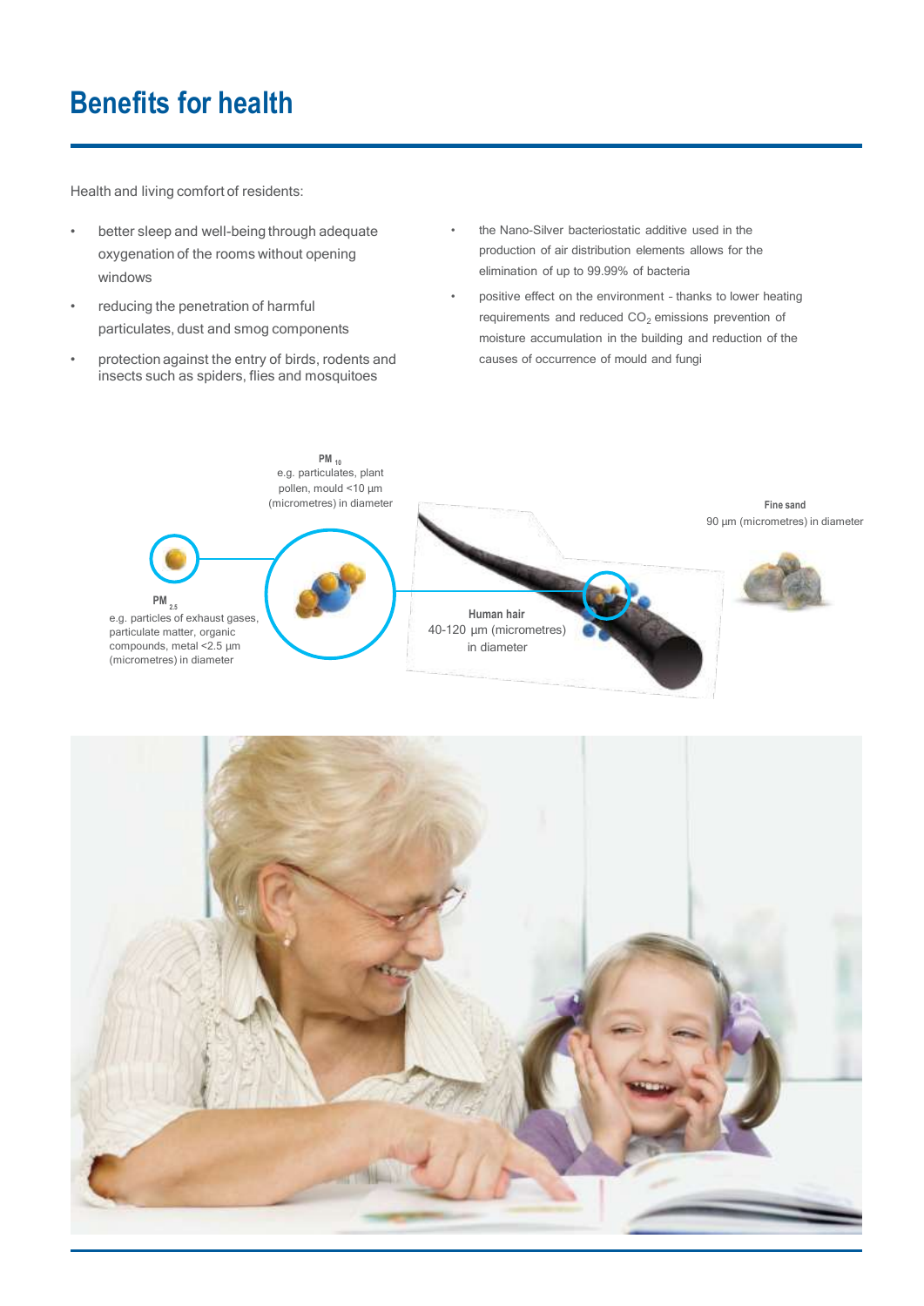# Benefits for health

Health and living comfort of residents:

- better sleep and well-being through adequate oxygenation of the rooms without opening windows
- reducing the penetration of harmful particulates, dust and smog components
- protection against the entry of birds, rodents and insects such as spiders, flies and mosquitoes
- the Nano-Silver bacteriostatic additive used in the production of air distribution elements allows for the elimination of up to 99.99% of bacteria
- positive effect on the environment - thanks to lower heating requirements and reduced $CO_2$ emissions prevention of moisture accumulation in the building and reduction of the causes of occurrence of mould and fungi

**PM** $_{10}$
e.g. particulates, plant pollen, mould <10 µm (micrometres) in diameter

**PM** $_{2.5}$
e.g. particles of exhaust gases, particulate matter, organic compounds, metal <2.5 µm (micrometres) in diameter

**Human hair**
40-120 µm (micrometres) in diameter

**Fine sand**
90 µm (micrometres) in diameter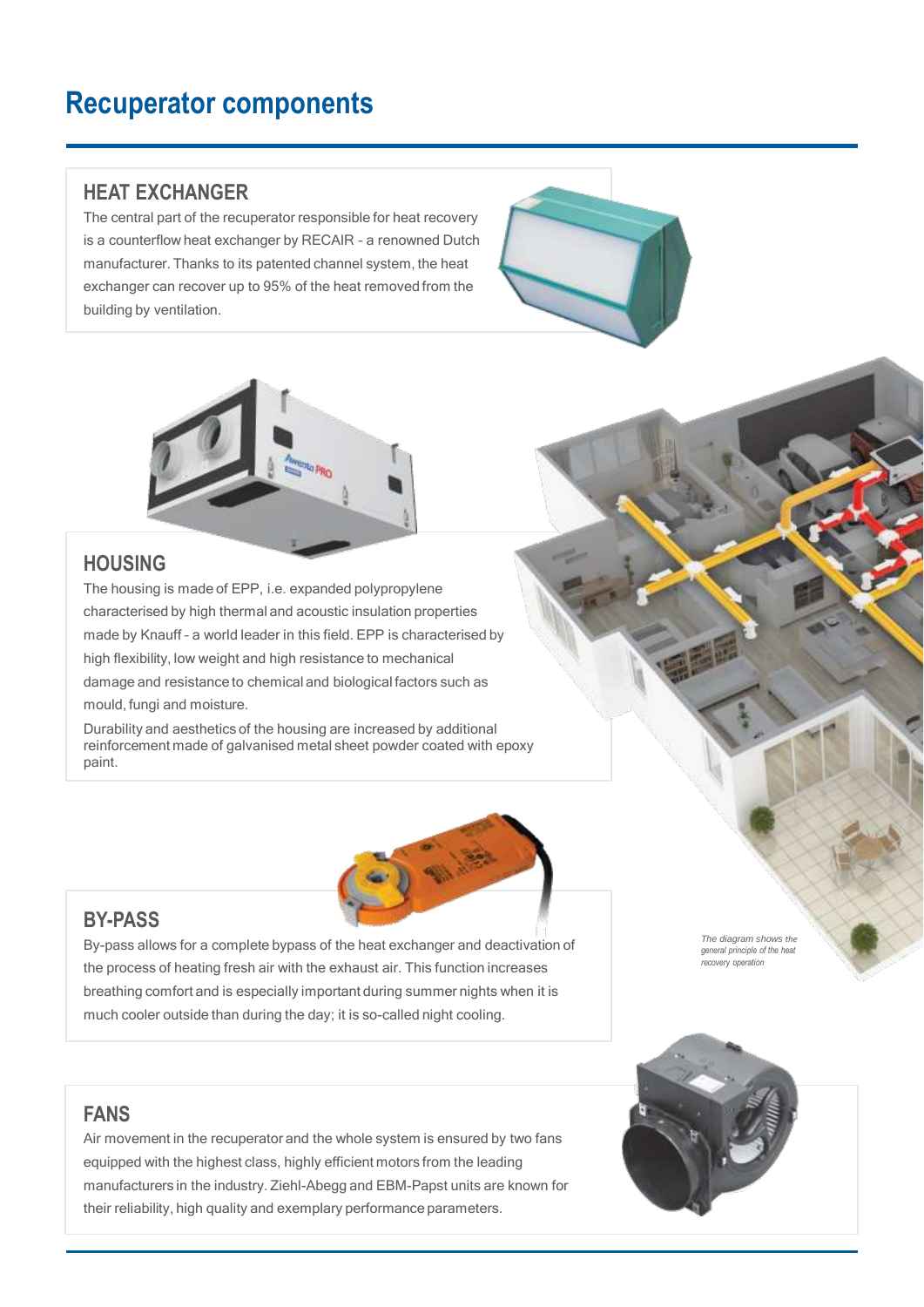# Recuperator components

## HEAT EXCHANGER

The central part of the recuperator responsible for heat recovery is a counterflow heat exchanger by RECAIR – a renowned Dutch manufacturer. Thanks to its patented channel system, the heat exchanger can recover up to 95% of the heat removed from the building by ventilation.

## HOUSING

The housing is made of EPP, i.e. expanded polypropylene characterised by high thermal and acoustic insulation properties made by Knauff – a world leader in this field. EPP is characterised by high flexibility, low weight and high resistance to mechanical damage and resistance to chemical and biological factors such as mould, fungi and moisture.

Durability and aesthetics of the housing are increased by additional reinforcement made of galvanised metal sheet powder coated with epoxy paint.

## BY-PASS

By-pass allows for a complete bypass of the heat exchanger and deactivation of the process of heating fresh air with the exhaust air. This function increases breathing comfort and is especially important during summer nights when it is much cooler outside than during the day; it is so-called night cooling.

*The diagram shows the general principle of the heat recovery operation*

## FANS

Air movement in the recuperator and the whole system is ensured by two fans equipped with the highest class, highly efficient motors from the leading manufacturers in the industry. Ziehl-Abegg and EBM-Papst units are known for their reliability, high quality and exemplary performance parameters.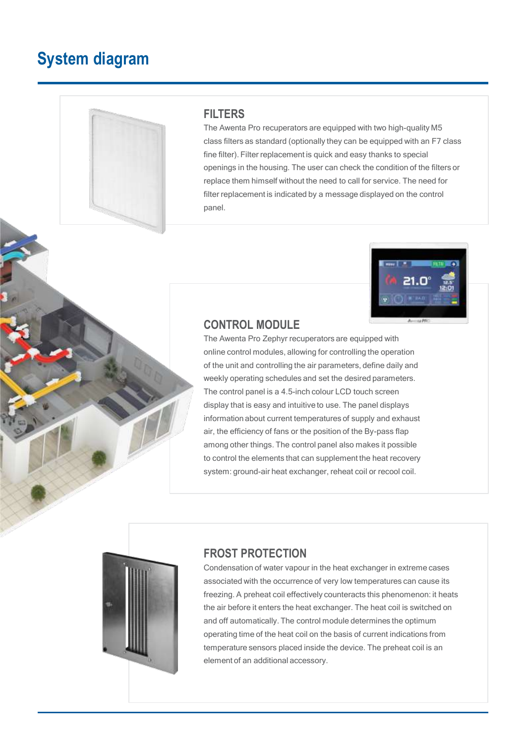# System diagram

## FILTERS

The Awenta Pro recuperators are equipped with two high-quality M5 class filters as standard (optionally they can be equipped with an F7 class fine filter). Filter replacement is quick and easy thanks to special openings in the housing. The user can check the condition of the filters or replace them himself without the need to call for service. The need for filter replacement is indicated by a message displayed on the control panel.

## CONTROL MODULE

The Awenta Pro Zephyr recuperators are equipped with online control modules, allowing for controlling the operation of the unit and controlling the air parameters, define daily and weekly operating schedules and set the desired parameters. The control panel is a 4.5-inch colour LCD touch screen display that is easy and intuitive to use. The panel displays information about current temperatures of supply and exhaust air, the efficiency of fans or the position of the By-pass flap among other things. The control panel also makes it possible to control the elements that can supplement the heat recovery system: ground-air heat exchanger, reheat coil or recool coil.

## FROST PROTECTION

Condensation of water vapour in the heat exchanger in extreme cases associated with the occurrence of very low temperatures can cause its freezing. A preheat coil effectively counteracts this phenomenon: it heats the air before it enters the heat exchanger. The heat coil is switched on and off automatically. The control module determines the optimum operating time of the heat coil on the basis of current indications from temperature sensors placed inside the device. The preheat coil is an element of an additional accessory.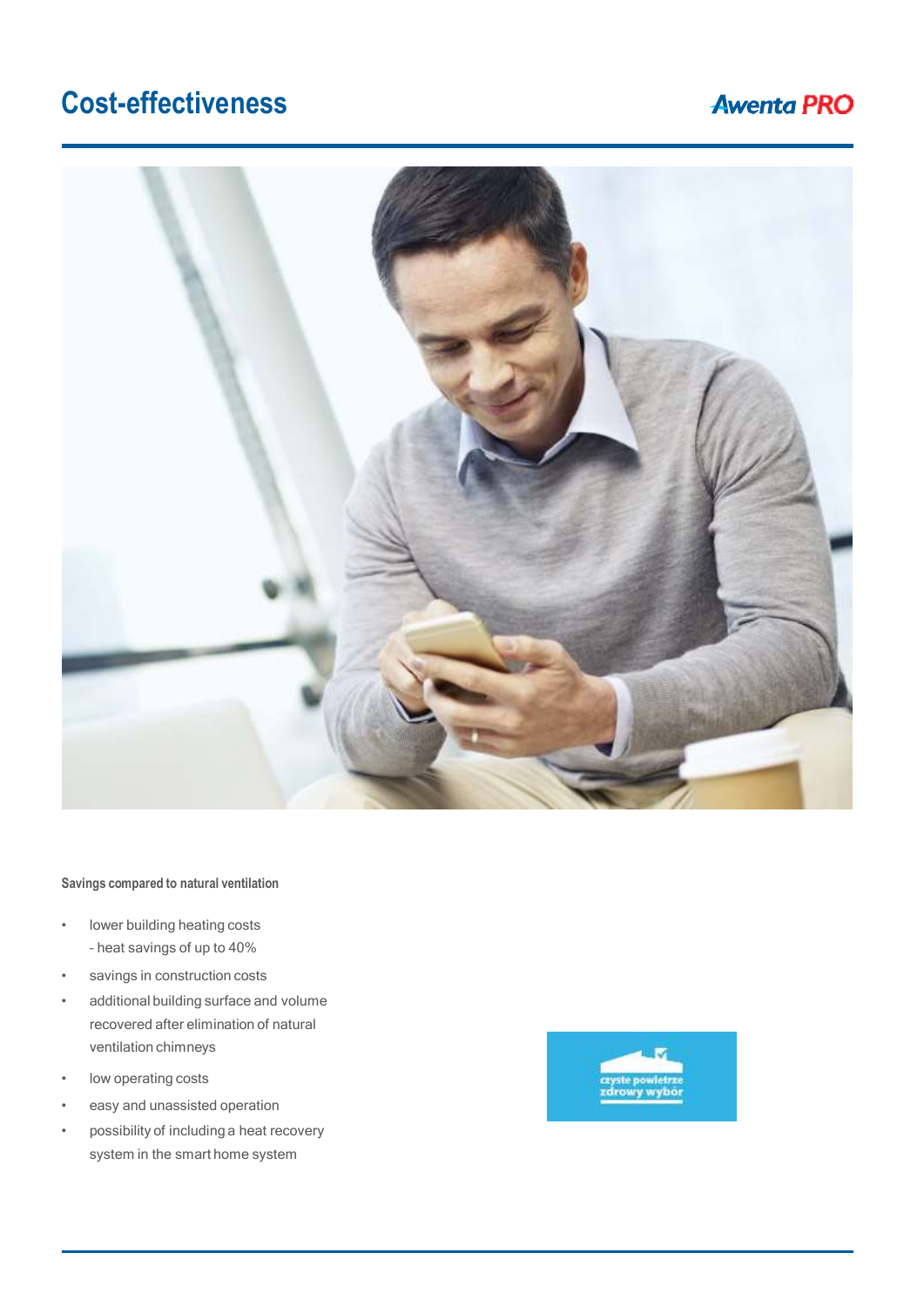# Cost-effectiveness

**Savings compared to natural ventilation**

- lower building heating costs
  – heat savings of up to 40%
- savings in construction costs
- additional building surface and volume recovered after elimination of natural ventilation chimneys
- low operating costs
- easy and unassisted operation
- possibility of including a heat recovery system in the smart home system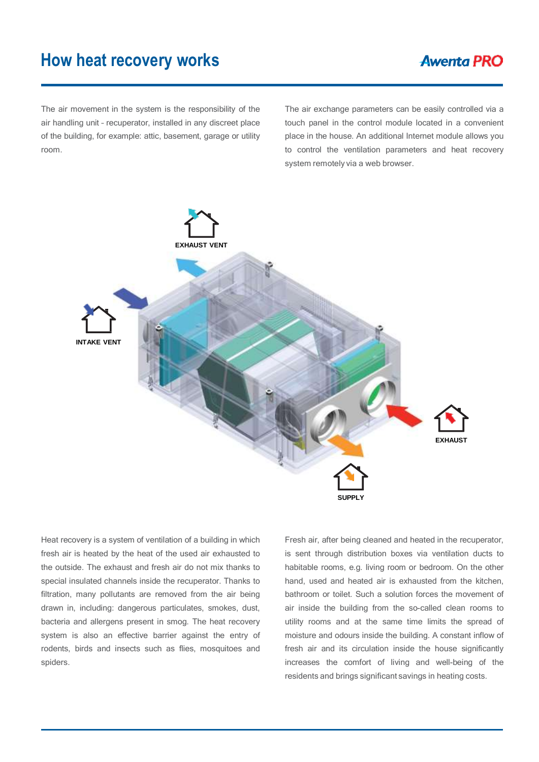# How heat recovery works

The air movement in the system is the responsibility of the air handling unit - recuperator, installed in any discreet place of the building, for example: attic, basement, garage or utility room.

The air exchange parameters can be easily controlled via a touch panel in the control module located in a convenient place in the house. An additional Internet module allows you to control the ventilation parameters and heat recovery system remotely via a web browser.

EXHAUST VENT

INTAKE VENT

EXHAUST

SUPPLY

Heat recovery is a system of ventilation of a building in which fresh air is heated by the heat of the used air exhausted to the outside. The exhaust and fresh air do not mix thanks to special insulated channels inside the recuperator. Thanks to filtration, many pollutants are removed from the air being drawn in, including: dangerous particulates, smokes, dust, bacteria and allergens present in smog. The heat recovery system is also an effective barrier against the entry of rodents, birds and insects such as flies, mosquitoes and spiders.

Fresh air, after being cleaned and heated in the recuperator, is sent through distribution boxes via ventilation ducts to habitable rooms, e.g. living room or bedroom. On the other hand, used and heated air is exhausted from the kitchen, bathroom or toilet. Such a solution forces the movement of air inside the building from the so-called clean rooms to utility rooms and at the same time limits the spread of moisture and odours inside the building. A constant inflow of fresh air and its circulation inside the house significantly increases the comfort of living and well-being of the residents and brings significant savings in heating costs.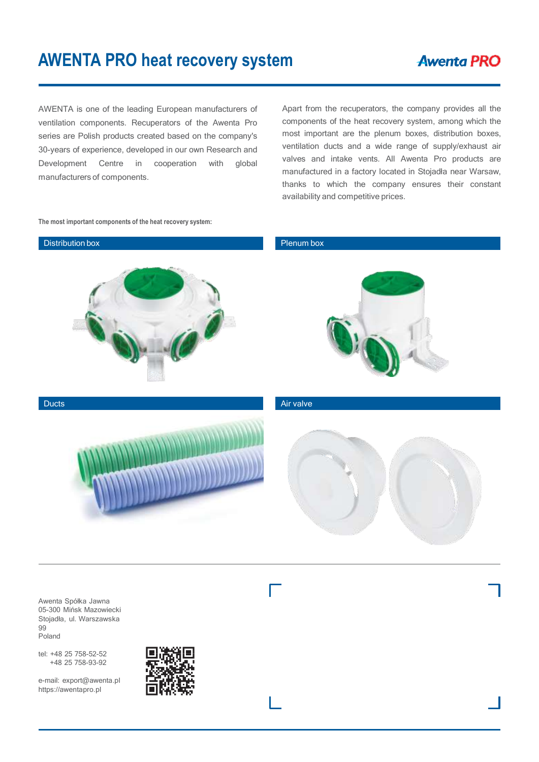# AWENTA PRO heat recovery system

Awenta PRO

AWENTA is one of the leading European manufacturers of ventilation components. Recuperators of the Awenta Pro series are Polish products created based on the company's 30-years of experience, developed in our own Research and Development Centre in cooperation with global manufacturers of components.

Apart from the recuperators, the company provides all the components of the heat recovery system, among which the most important are the plenum boxes, distribution boxes, ventilation ducts and a wide range of supply/exhaust air valves and intake vents. All Awenta Pro products are manufactured in a factory located in Stojadła near Warsaw, thanks to which the company ensures their constant availability and competitive prices.

**The most important components of the heat recovery system:**

Distribution box

Plenum box

Ducts

Air valve

Awenta Spółka Jawna
05-300 Mińsk Mazowiecki
Stojadła, ul. Warszawska 99
Poland

tel: +48 25 758-52-52
+48 25 758-93-92

e-mail: export@awenta.pl
https://awentapro.pl